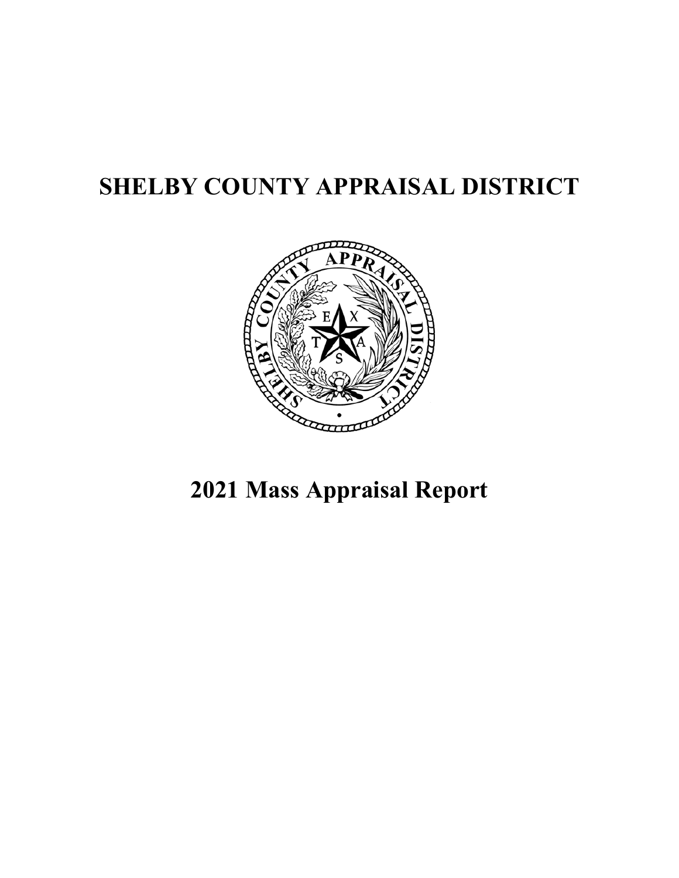# SHELBY COUNTY APPRAISAL DISTRICT

# 2021 Mass Appraisal Report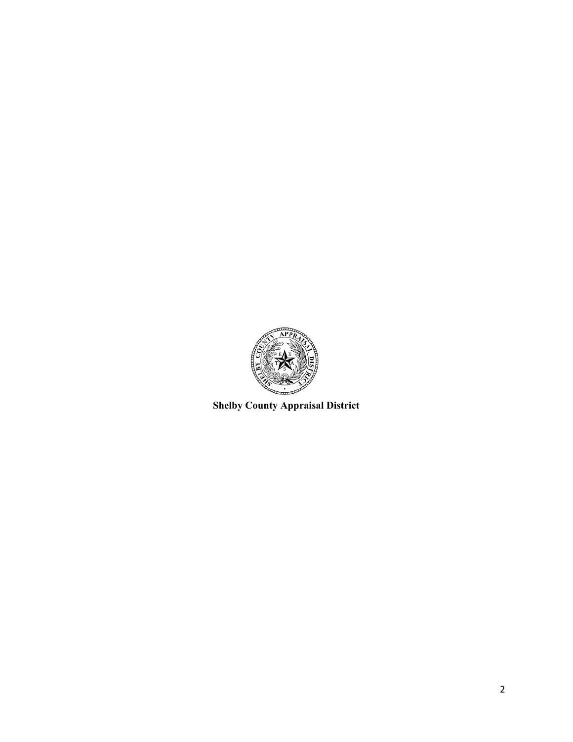**Shelby County Appraisal District**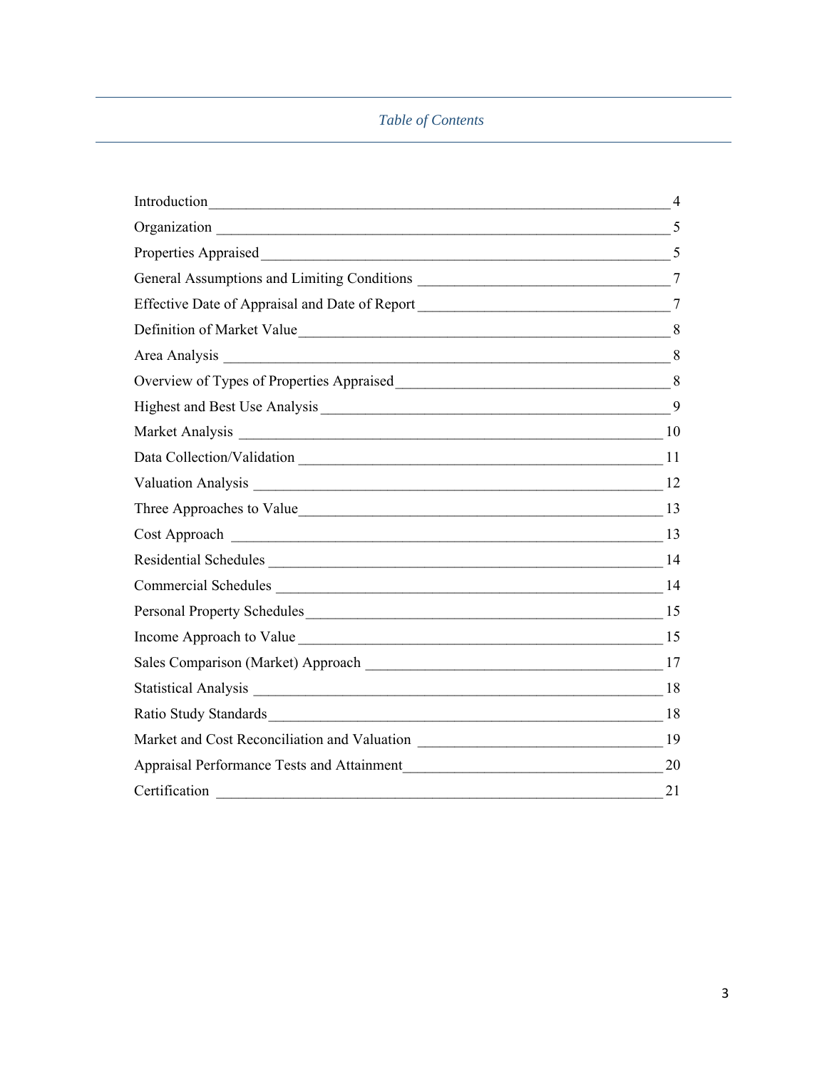# *Table of Contents*

| Section | Page |
|---|---|
| Introduction | 4 |
| Organization | 5 |
| Properties Appraised | 5 |
| General Assumptions and Limiting Conditions | 7 |
| Effective Date of Appraisal and Date of Report | 7 |
| Definition of Market Value | 8 |
| Area Analysis | 8 |
| Overview of Types of Properties Appraised | 8 |
| Highest and Best Use Analysis | 9 |
| Market Analysis | 10 |
| Data Collection/Validation | 11 |
| Valuation Analysis | 12 |
| Three Approaches to Value | 13 |
| Cost Approach | 13 |
| Residential Schedules | 14 |
| Commercial Schedules | 14 |
| Personal Property Schedules | 15 |
| Income Approach to Value | 15 |
| Sales Comparison (Market) Approach | 17 |
| Statistical Analysis | 18 |
| Ratio Study Standards | 18 |
| Market and Cost Reconciliation and Valuation | 19 |
| Appraisal Performance Tests and Attainment | 20 |
| Certification | 21 |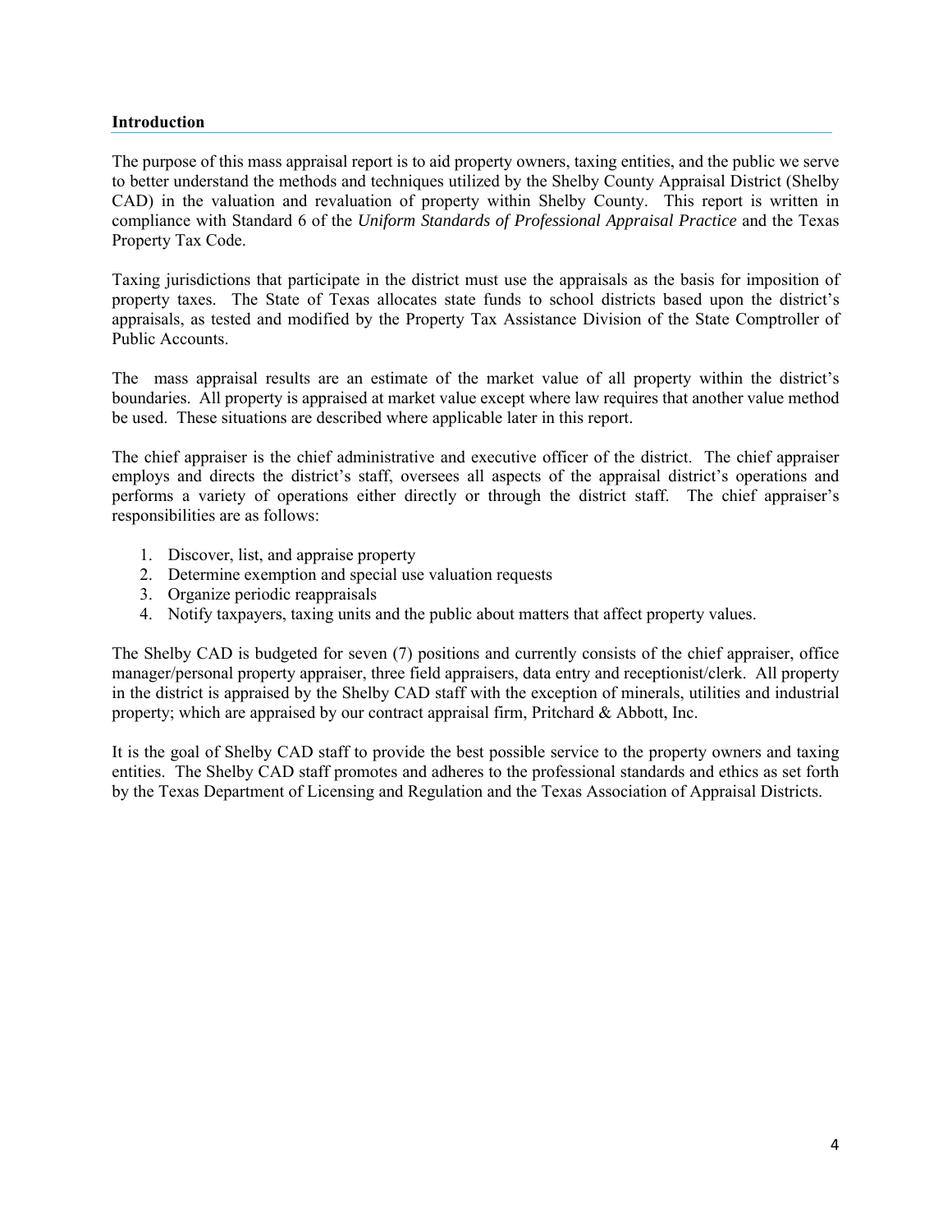## Introduction

The purpose of this mass appraisal report is to aid property owners, taxing entities, and the public we serve to better understand the methods and techniques utilized by the Shelby County Appraisal District (Shelby CAD) in the valuation and revaluation of property within Shelby County. This report is written in compliance with Standard 6 of the *Uniform Standards of Professional Appraisal Practice* and the Texas Property Tax Code.

Taxing jurisdictions that participate in the district must use the appraisals as the basis for imposition of property taxes. The State of Texas allocates state funds to school districts based upon the district's appraisals, as tested and modified by the Property Tax Assistance Division of the State Comptroller of Public Accounts.

The mass appraisal results are an estimate of the market value of all property within the district's boundaries. All property is appraised at market value except where law requires that another value method be used. These situations are described where applicable later in this report.

The chief appraiser is the chief administrative and executive officer of the district. The chief appraiser employs and directs the district's staff, oversees all aspects of the appraisal district's operations and performs a variety of operations either directly or through the district staff. The chief appraiser's responsibilities are as follows:

1. Discover, list, and appraise property
2. Determine exemption and special use valuation requests
3. Organize periodic reappraisals
4. Notify taxpayers, taxing units and the public about matters that affect property values.

The Shelby CAD is budgeted for seven (7) positions and currently consists of the chief appraiser, office manager/personal property appraiser, three field appraisers, data entry and receptionist/clerk. All property in the district is appraised by the Shelby CAD staff with the exception of minerals, utilities and industrial property; which are appraised by our contract appraisal firm, Pritchard & Abbott, Inc.

It is the goal of Shelby CAD staff to provide the best possible service to the property owners and taxing entities. The Shelby CAD staff promotes and adheres to the professional standards and ethics as set forth by the Texas Department of Licensing and Regulation and the Texas Association of Appraisal Districts.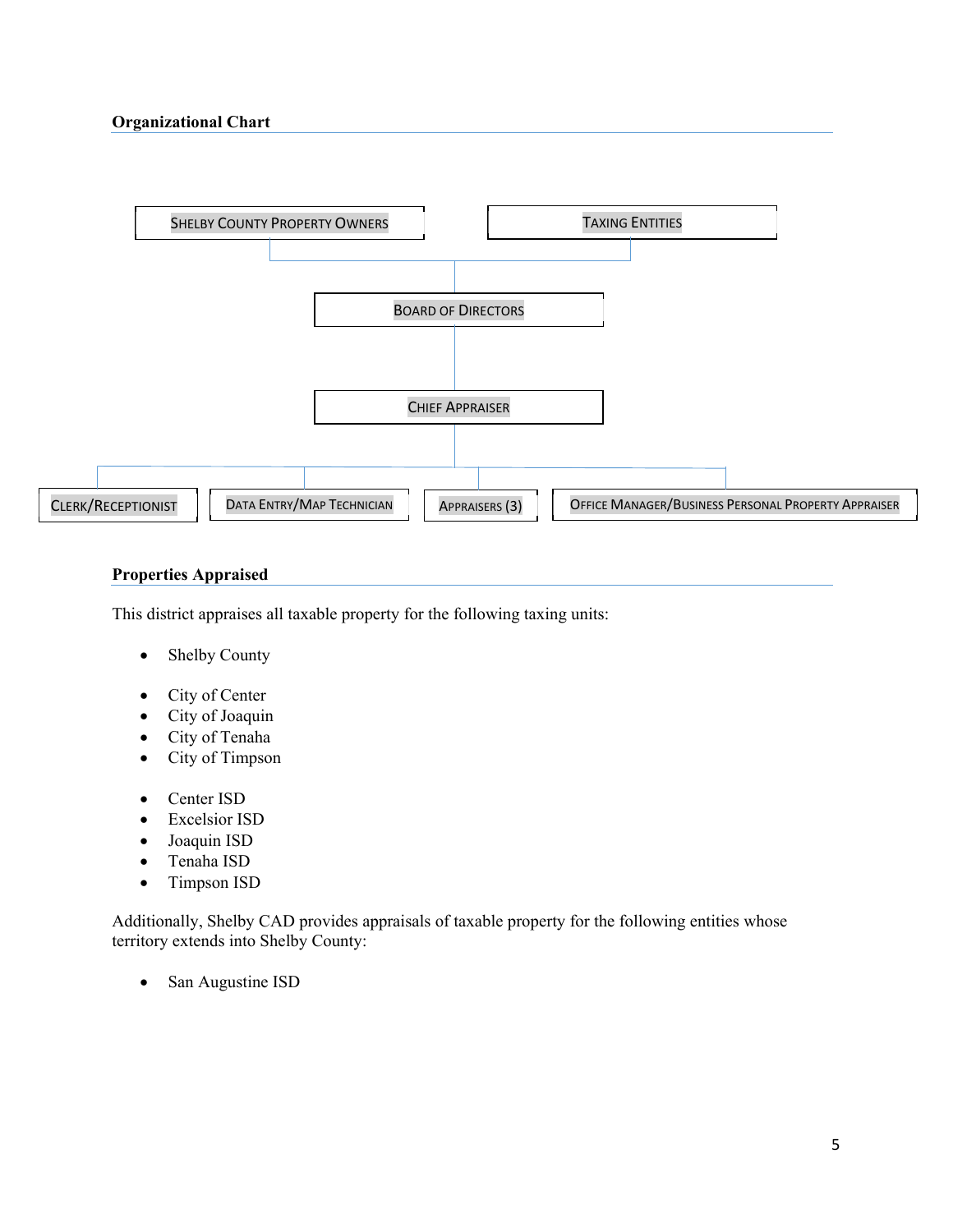## Organizational Chart

Shelby County Property Owners

Taxing Entities

Board of Directors

Chief Appraiser

Clerk/Receptionist

Data Entry/Map Technician

Appraisers (3)

Office Manager/Business Personal Property Appraiser

## Properties Appraised

This district appraises all taxable property for the following taxing units:

- Shelby County

- City of Center
- City of Joaquin
- City of Tenaha
- City of Timpson

- Center ISD
- Excelsior ISD
- Joaquin ISD
- Tenaha ISD
- Timpson ISD

Additionally, Shelby CAD provides appraisals of taxable property for the following entities whose territory extends into Shelby County:

- San Augustine ISD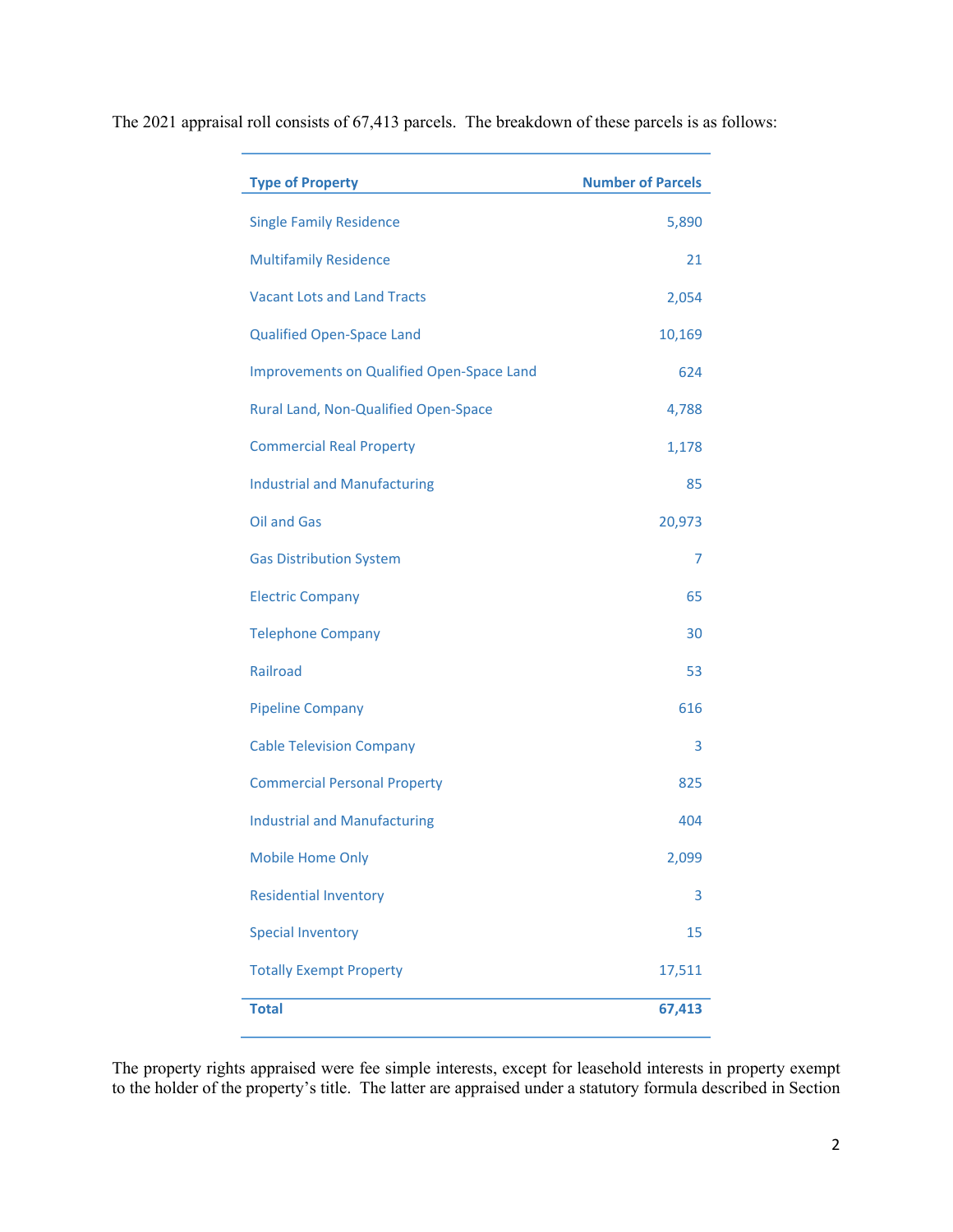The 2021 appraisal roll consists of 67,413 parcels. The breakdown of these parcels is as follows:

| Type of Property | Number of Parcels |
|---|---:|
| Single Family Residence | 5,890 |
| Multifamily Residence | 21 |
| Vacant Lots and Land Tracts | 2,054 |
| Qualified Open-Space Land | 10,169 |
| Improvements on Qualified Open-Space Land | 624 |
| Rural Land, Non-Qualified Open-Space | 4,788 |
| Commercial Real Property | 1,178 |
| Industrial and Manufacturing | 85 |
| Oil and Gas | 20,973 |
| Gas Distribution System | 7 |
| Electric Company | 65 |
| Telephone Company | 30 |
| Railroad | 53 |
| Pipeline Company | 616 |
| Cable Television Company | 3 |
| Commercial Personal Property | 825 |
| Industrial and Manufacturing | 404 |
| Mobile Home Only | 2,099 |
| Residential Inventory | 3 |
| Special Inventory | 15 |
| Totally Exempt Property | 17,511 |
| **Total** | **67,413** |

The property rights appraised were fee simple interests, except for leasehold interests in property exempt to the holder of the property's title. The latter are appraised under a statutory formula described in Section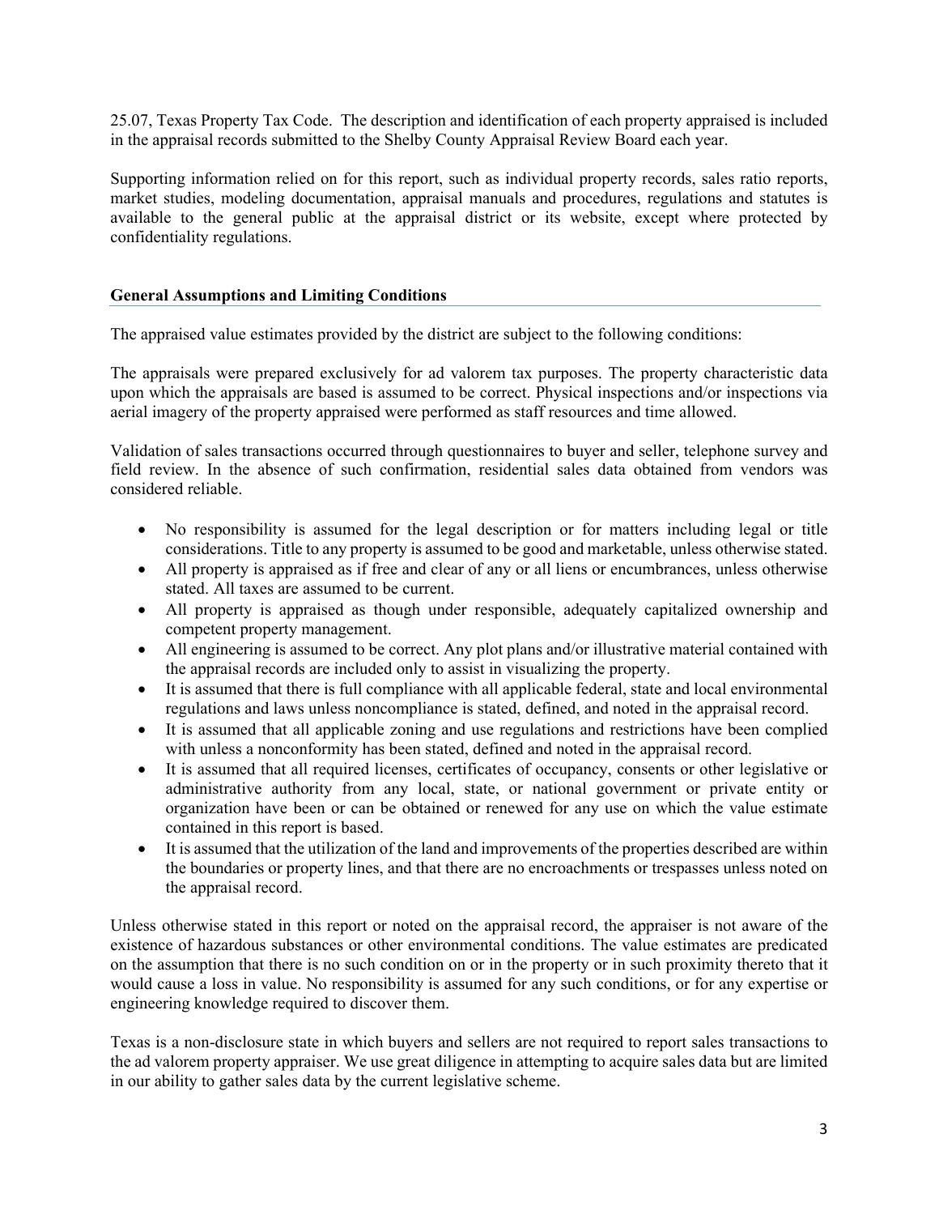25.07, Texas Property Tax Code. The description and identification of each property appraised is included in the appraisal records submitted to the Shelby County Appraisal Review Board each year.

Supporting information relied on for this report, such as individual property records, sales ratio reports, market studies, modeling documentation, appraisal manuals and procedures, regulations and statutes is available to the general public at the appraisal district or its website, except where protected by confidentiality regulations.

### General Assumptions and Limiting Conditions

The appraised value estimates provided by the district are subject to the following conditions:

The appraisals were prepared exclusively for ad valorem tax purposes. The property characteristic data upon which the appraisals are based is assumed to be correct. Physical inspections and/or inspections via aerial imagery of the property appraised were performed as staff resources and time allowed.

Validation of sales transactions occurred through questionnaires to buyer and seller, telephone survey and field review. In the absence of such confirmation, residential sales data obtained from vendors was considered reliable.

- No responsibility is assumed for the legal description or for matters including legal or title considerations. Title to any property is assumed to be good and marketable, unless otherwise stated.
- All property is appraised as if free and clear of any or all liens or encumbrances, unless otherwise stated. All taxes are assumed to be current.
- All property is appraised as though under responsible, adequately capitalized ownership and competent property management.
- All engineering is assumed to be correct. Any plot plans and/or illustrative material contained with the appraisal records are included only to assist in visualizing the property.
- It is assumed that there is full compliance with all applicable federal, state and local environmental regulations and laws unless noncompliance is stated, defined, and noted in the appraisal record.
- It is assumed that all applicable zoning and use regulations and restrictions have been complied with unless a nonconformity has been stated, defined and noted in the appraisal record.
- It is assumed that all required licenses, certificates of occupancy, consents or other legislative or administrative authority from any local, state, or national government or private entity or organization have been or can be obtained or renewed for any use on which the value estimate contained in this report is based.
- It is assumed that the utilization of the land and improvements of the properties described are within the boundaries or property lines, and that there are no encroachments or trespasses unless noted on the appraisal record.

Unless otherwise stated in this report or noted on the appraisal record, the appraiser is not aware of the existence of hazardous substances or other environmental conditions. The value estimates are predicated on the assumption that there is no such condition on or in the property or in such proximity thereto that it would cause a loss in value. No responsibility is assumed for any such conditions, or for any expertise or engineering knowledge required to discover them.

Texas is a non-disclosure state in which buyers and sellers are not required to report sales transactions to the ad valorem property appraiser. We use great diligence in attempting to acquire sales data but are limited in our ability to gather sales data by the current legislative scheme.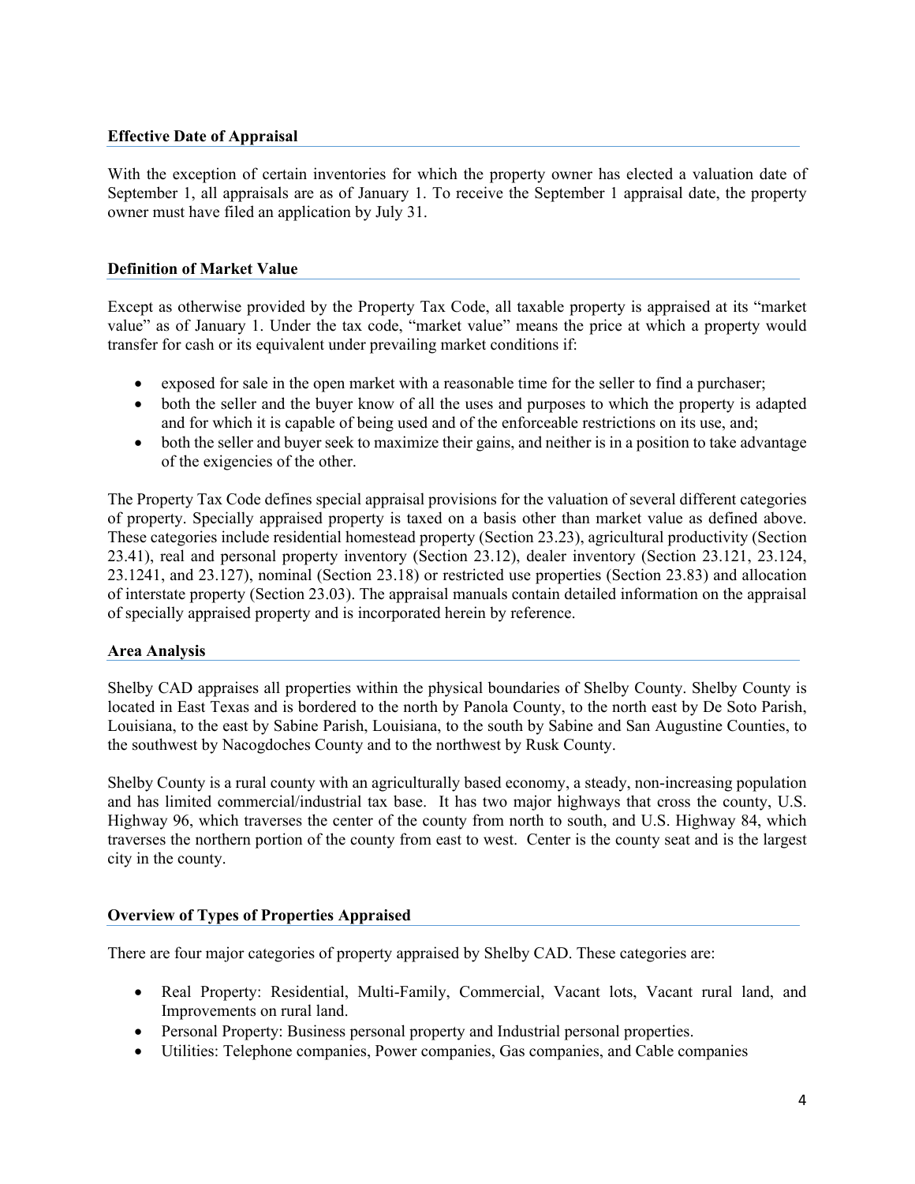### Effective Date of Appraisal

With the exception of certain inventories for which the property owner has elected a valuation date of September 1, all appraisals are as of January 1. To receive the September 1 appraisal date, the property owner must have filed an application by July 31.

### Definition of Market Value

Except as otherwise provided by the Property Tax Code, all taxable property is appraised at its "market value" as of January 1. Under the tax code, "market value" means the price at which a property would transfer for cash or its equivalent under prevailing market conditions if:

- exposed for sale in the open market with a reasonable time for the seller to find a purchaser;
- both the seller and the buyer know of all the uses and purposes to which the property is adapted and for which it is capable of being used and of the enforceable restrictions on its use, and;
- both the seller and buyer seek to maximize their gains, and neither is in a position to take advantage of the exigencies of the other.

The Property Tax Code defines special appraisal provisions for the valuation of several different categories of property. Specially appraised property is taxed on a basis other than market value as defined above. These categories include residential homestead property (Section 23.23), agricultural productivity (Section 23.41), real and personal property inventory (Section 23.12), dealer inventory (Section 23.121, 23.124, 23.1241, and 23.127), nominal (Section 23.18) or restricted use properties (Section 23.83) and allocation of interstate property (Section 23.03). The appraisal manuals contain detailed information on the appraisal of specially appraised property and is incorporated herein by reference.

### Area Analysis

Shelby CAD appraises all properties within the physical boundaries of Shelby County. Shelby County is located in East Texas and is bordered to the north by Panola County, to the north east by De Soto Parish, Louisiana, to the east by Sabine Parish, Louisiana, to the south by Sabine and San Augustine Counties, to the southwest by Nacogdoches County and to the northwest by Rusk County.

Shelby County is a rural county with an agriculturally based economy, a steady, non-increasing population and has limited commercial/industrial tax base. It has two major highways that cross the county, U.S. Highway 96, which traverses the center of the county from north to south, and U.S. Highway 84, which traverses the northern portion of the county from east to west. Center is the county seat and is the largest city in the county.

### Overview of Types of Properties Appraised

There are four major categories of property appraised by Shelby CAD. These categories are:

- Real Property: Residential, Multi-Family, Commercial, Vacant lots, Vacant rural land, and Improvements on rural land.
- Personal Property: Business personal property and Industrial personal properties.
- Utilities: Telephone companies, Power companies, Gas companies, and Cable companies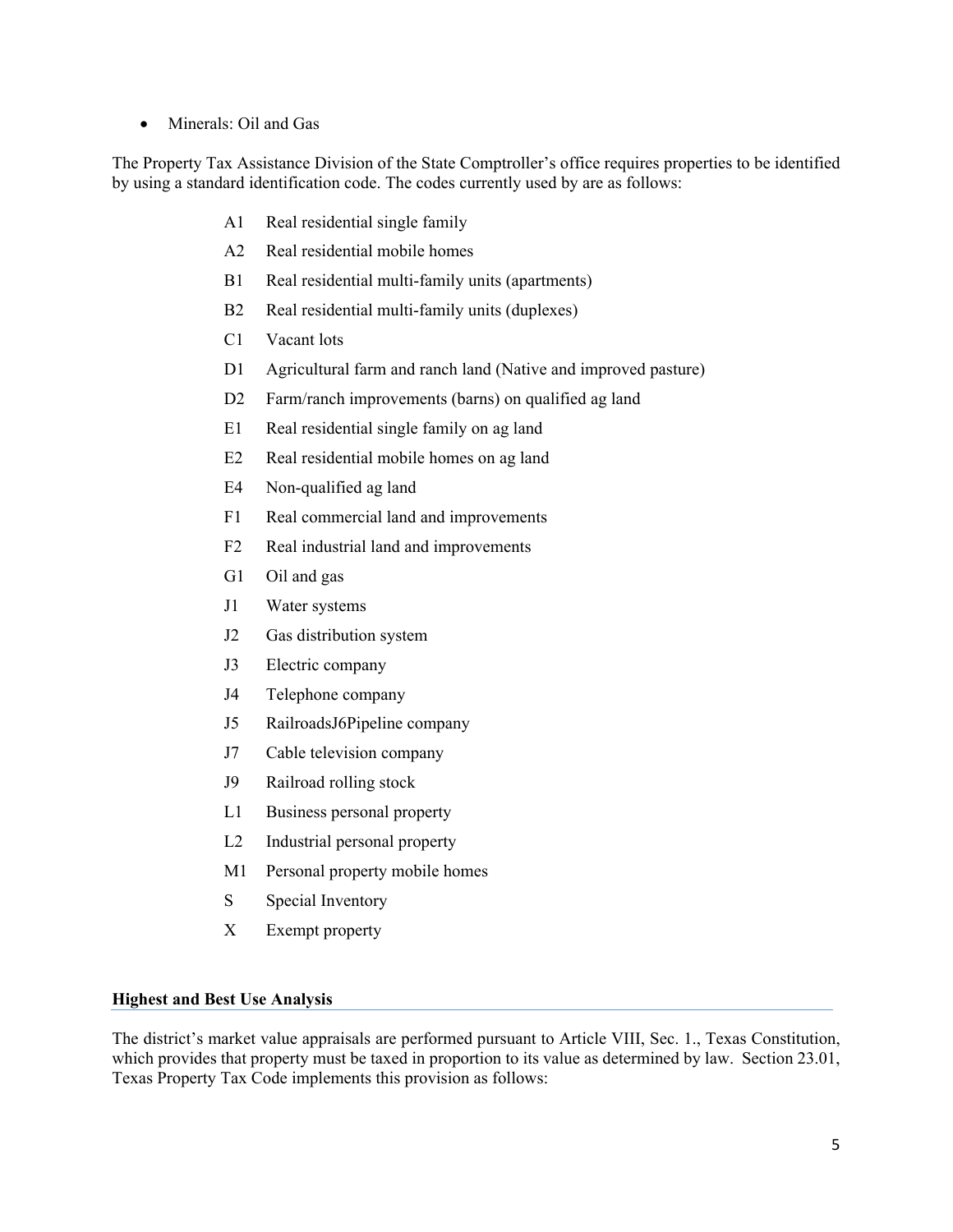- Minerals: Oil and Gas

The Property Tax Assistance Division of the State Comptroller's office requires properties to be identified by using a standard identification code. The codes currently used by are as follows:

| | |
|---|---|
| A1 | Real residential single family |
| A2 | Real residential mobile homes |
| B1 | Real residential multi-family units (apartments) |
| B2 | Real residential multi-family units (duplexes) |
| C1 | Vacant lots |
| D1 | Agricultural farm and ranch land (Native and improved pasture) |
| D2 | Farm/ranch improvements (barns) on qualified ag land |
| E1 | Real residential single family on ag land |
| E2 | Real residential mobile homes on ag land |
| E4 | Non-qualified ag land |
| F1 | Real commercial land and improvements |
| F2 | Real industrial land and improvements |
| G1 | Oil and gas |
| J1 | Water systems |
| J2 | Gas distribution system |
| J3 | Electric company |
| J4 | Telephone company |
| J5 | RailroadsJ6Pipeline company |
| J7 | Cable television company |
| J9 | Railroad rolling stock |
| L1 | Business personal property |
| L2 | Industrial personal property |
| M1 | Personal property mobile homes |
| S | Special Inventory |
| X | Exempt property |

**Highest and Best Use Analysis**

The district's market value appraisals are performed pursuant to Article VIII, Sec. 1., Texas Constitution, which provides that property must be taxed in proportion to its value as determined by law. Section 23.01, Texas Property Tax Code implements this provision as follows: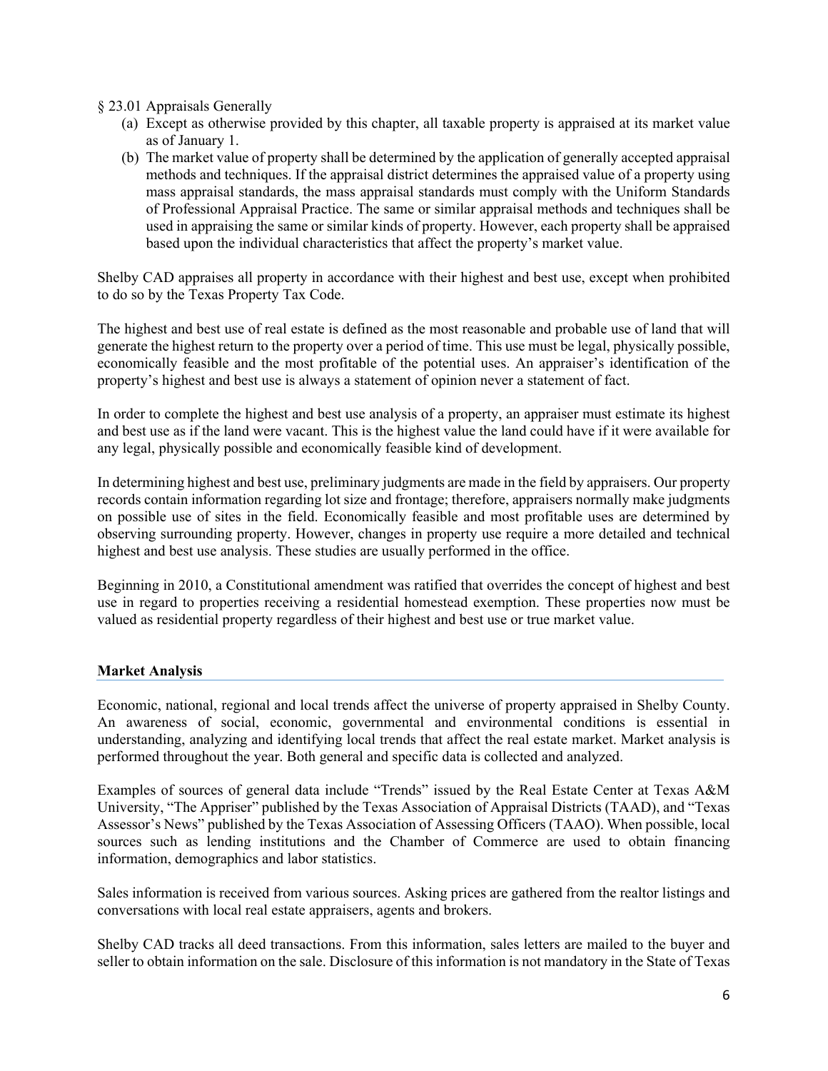§ 23.01 Appraisals Generally

(a) Except as otherwise provided by this chapter, all taxable property is appraised at its market value as of January 1.

(b) The market value of property shall be determined by the application of generally accepted appraisal methods and techniques. If the appraisal district determines the appraised value of a property using mass appraisal standards, the mass appraisal standards must comply with the Uniform Standards of Professional Appraisal Practice. The same or similar appraisal methods and techniques shall be used in appraising the same or similar kinds of property. However, each property shall be appraised based upon the individual characteristics that affect the property's market value.

Shelby CAD appraises all property in accordance with their highest and best use, except when prohibited to do so by the Texas Property Tax Code.

The highest and best use of real estate is defined as the most reasonable and probable use of land that will generate the highest return to the property over a period of time. This use must be legal, physically possible, economically feasible and the most profitable of the potential uses. An appraiser's identification of the property's highest and best use is always a statement of opinion never a statement of fact.

In order to complete the highest and best use analysis of a property, an appraiser must estimate its highest and best use as if the land were vacant. This is the highest value the land could have if it were available for any legal, physically possible and economically feasible kind of development.

In determining highest and best use, preliminary judgments are made in the field by appraisers. Our property records contain information regarding lot size and frontage; therefore, appraisers normally make judgments on possible use of sites in the field. Economically feasible and most profitable uses are determined by observing surrounding property. However, changes in property use require a more detailed and technical highest and best use analysis. These studies are usually performed in the office.

Beginning in 2010, a Constitutional amendment was ratified that overrides the concept of highest and best use in regard to properties receiving a residential homestead exemption. These properties now must be valued as residential property regardless of their highest and best use or true market value.

## Market Analysis

Economic, national, regional and local trends affect the universe of property appraised in Shelby County. An awareness of social, economic, governmental and environmental conditions is essential in understanding, analyzing and identifying local trends that affect the real estate market. Market analysis is performed throughout the year. Both general and specific data is collected and analyzed.

Examples of sources of general data include "Trends" issued by the Real Estate Center at Texas A&M University, "The Appriser" published by the Texas Association of Appraisal Districts (TAAD), and "Texas Assessor's News" published by the Texas Association of Assessing Officers (TAAO). When possible, local sources such as lending institutions and the Chamber of Commerce are used to obtain financing information, demographics and labor statistics.

Sales information is received from various sources. Asking prices are gathered from the realtor listings and conversations with local real estate appraisers, agents and brokers.

Shelby CAD tracks all deed transactions. From this information, sales letters are mailed to the buyer and seller to obtain information on the sale. Disclosure of this information is not mandatory in the State of Texas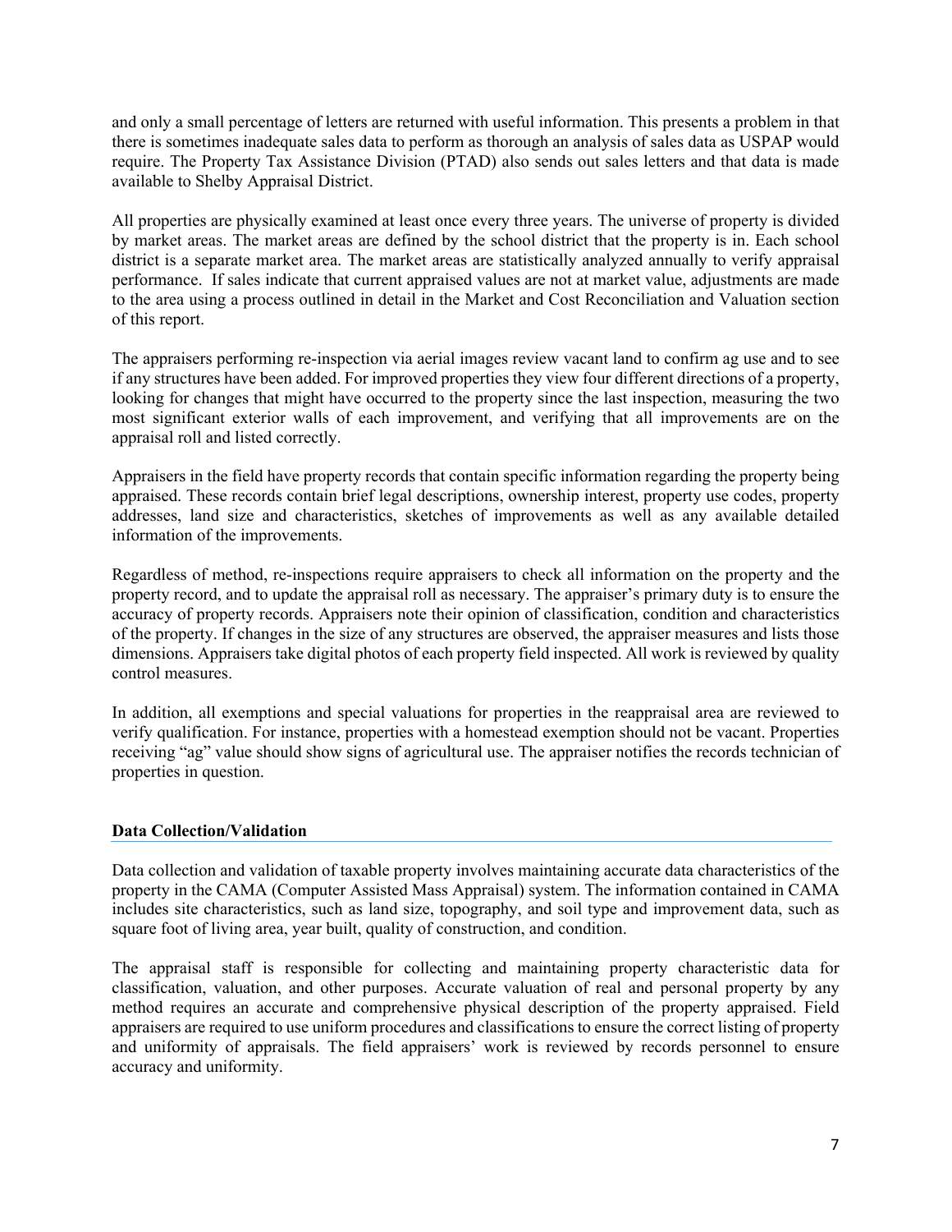and only a small percentage of letters are returned with useful information. This presents a problem in that there is sometimes inadequate sales data to perform as thorough an analysis of sales data as USPAP would require. The Property Tax Assistance Division (PTAD) also sends out sales letters and that data is made available to Shelby Appraisal District.

All properties are physically examined at least once every three years. The universe of property is divided by market areas. The market areas are defined by the school district that the property is in. Each school district is a separate market area. The market areas are statistically analyzed annually to verify appraisal performance. If sales indicate that current appraised values are not at market value, adjustments are made to the area using a process outlined in detail in the Market and Cost Reconciliation and Valuation section of this report.

The appraisers performing re-inspection via aerial images review vacant land to confirm ag use and to see if any structures have been added. For improved properties they view four different directions of a property, looking for changes that might have occurred to the property since the last inspection, measuring the two most significant exterior walls of each improvement, and verifying that all improvements are on the appraisal roll and listed correctly.

Appraisers in the field have property records that contain specific information regarding the property being appraised. These records contain brief legal descriptions, ownership interest, property use codes, property addresses, land size and characteristics, sketches of improvements as well as any available detailed information of the improvements.

Regardless of method, re-inspections require appraisers to check all information on the property and the property record, and to update the appraisal roll as necessary. The appraiser's primary duty is to ensure the accuracy of property records. Appraisers note their opinion of classification, condition and characteristics of the property. If changes in the size of any structures are observed, the appraiser measures and lists those dimensions. Appraisers take digital photos of each property field inspected. All work is reviewed by quality control measures.

In addition, all exemptions and special valuations for properties in the reappraisal area are reviewed to verify qualification. For instance, properties with a homestead exemption should not be vacant. Properties receiving "ag" value should show signs of agricultural use. The appraiser notifies the records technician of properties in question.

## Data Collection/Validation

Data collection and validation of taxable property involves maintaining accurate data characteristics of the property in the CAMA (Computer Assisted Mass Appraisal) system. The information contained in CAMA includes site characteristics, such as land size, topography, and soil type and improvement data, such as square foot of living area, year built, quality of construction, and condition.

The appraisal staff is responsible for collecting and maintaining property characteristic data for classification, valuation, and other purposes. Accurate valuation of real and personal property by any method requires an accurate and comprehensive physical description of the property appraised. Field appraisers are required to use uniform procedures and classifications to ensure the correct listing of property and uniformity of appraisals. The field appraisers' work is reviewed by records personnel to ensure accuracy and uniformity.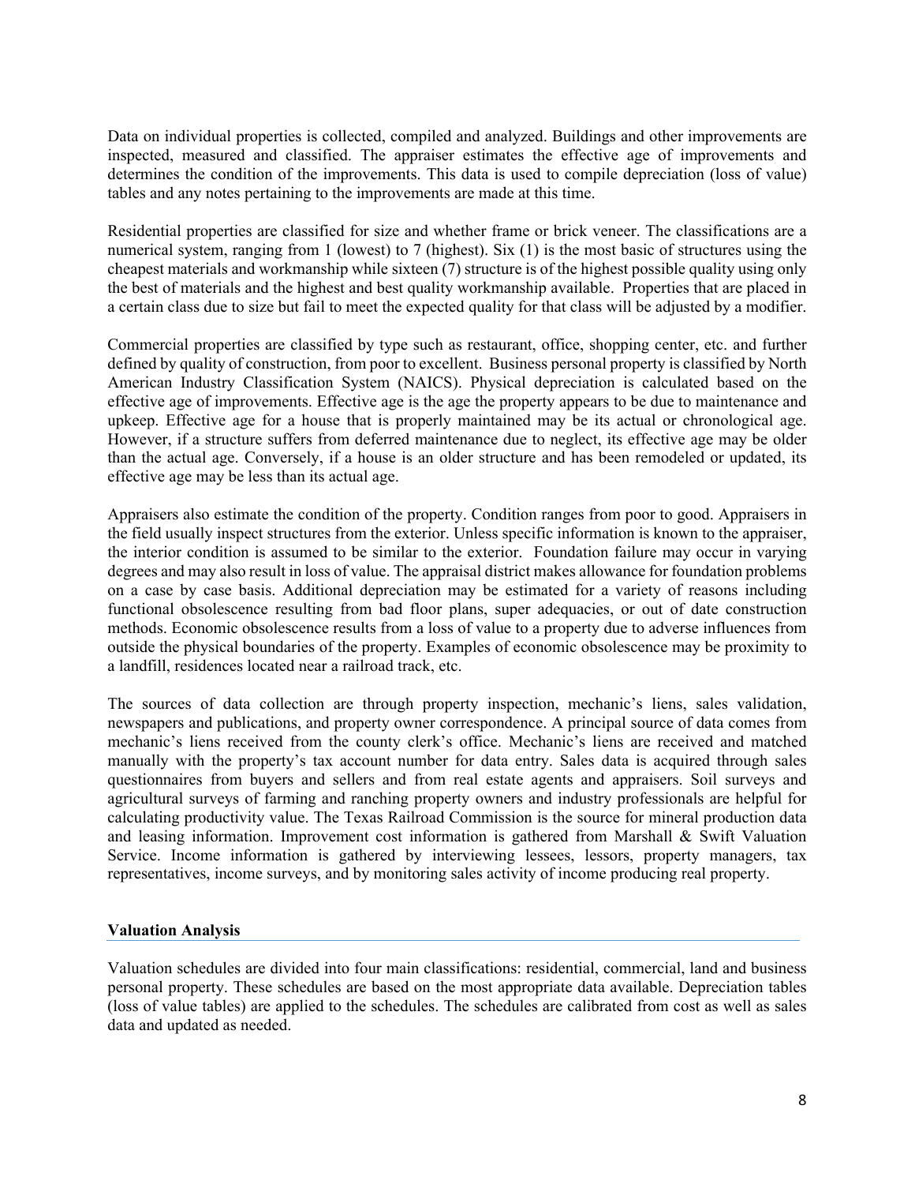Data on individual properties is collected, compiled and analyzed. Buildings and other improvements are inspected, measured and classified. The appraiser estimates the effective age of improvements and determines the condition of the improvements. This data is used to compile depreciation (loss of value) tables and any notes pertaining to the improvements are made at this time.

Residential properties are classified for size and whether frame or brick veneer. The classifications are a numerical system, ranging from 1 (lowest) to 7 (highest). Six (1) is the most basic of structures using the cheapest materials and workmanship while sixteen (7) structure is of the highest possible quality using only the best of materials and the highest and best quality workmanship available. Properties that are placed in a certain class due to size but fail to meet the expected quality for that class will be adjusted by a modifier.

Commercial properties are classified by type such as restaurant, office, shopping center, etc. and further defined by quality of construction, from poor to excellent. Business personal property is classified by North American Industry Classification System (NAICS). Physical depreciation is calculated based on the effective age of improvements. Effective age is the age the property appears to be due to maintenance and upkeep. Effective age for a house that is properly maintained may be its actual or chronological age. However, if a structure suffers from deferred maintenance due to neglect, its effective age may be older than the actual age. Conversely, if a house is an older structure and has been remodeled or updated, its effective age may be less than its actual age.

Appraisers also estimate the condition of the property. Condition ranges from poor to good. Appraisers in the field usually inspect structures from the exterior. Unless specific information is known to the appraiser, the interior condition is assumed to be similar to the exterior. Foundation failure may occur in varying degrees and may also result in loss of value. The appraisal district makes allowance for foundation problems on a case by case basis. Additional depreciation may be estimated for a variety of reasons including functional obsolescence resulting from bad floor plans, super adequacies, or out of date construction methods. Economic obsolescence results from a loss of value to a property due to adverse influences from outside the physical boundaries of the property. Examples of economic obsolescence may be proximity to a landfill, residences located near a railroad track, etc.

The sources of data collection are through property inspection, mechanic's liens, sales validation, newspapers and publications, and property owner correspondence. A principal source of data comes from mechanic's liens received from the county clerk's office. Mechanic's liens are received and matched manually with the property's tax account number for data entry. Sales data is acquired through sales questionnaires from buyers and sellers and from real estate agents and appraisers. Soil surveys and agricultural surveys of farming and ranching property owners and industry professionals are helpful for calculating productivity value. The Texas Railroad Commission is the source for mineral production data and leasing information. Improvement cost information is gathered from Marshall & Swift Valuation Service. Income information is gathered by interviewing lessees, lessors, property managers, tax representatives, income surveys, and by monitoring sales activity of income producing real property.

**Valuation Analysis**

Valuation schedules are divided into four main classifications: residential, commercial, land and business personal property. These schedules are based on the most appropriate data available. Depreciation tables (loss of value tables) are applied to the schedules. The schedules are calibrated from cost as well as sales data and updated as needed.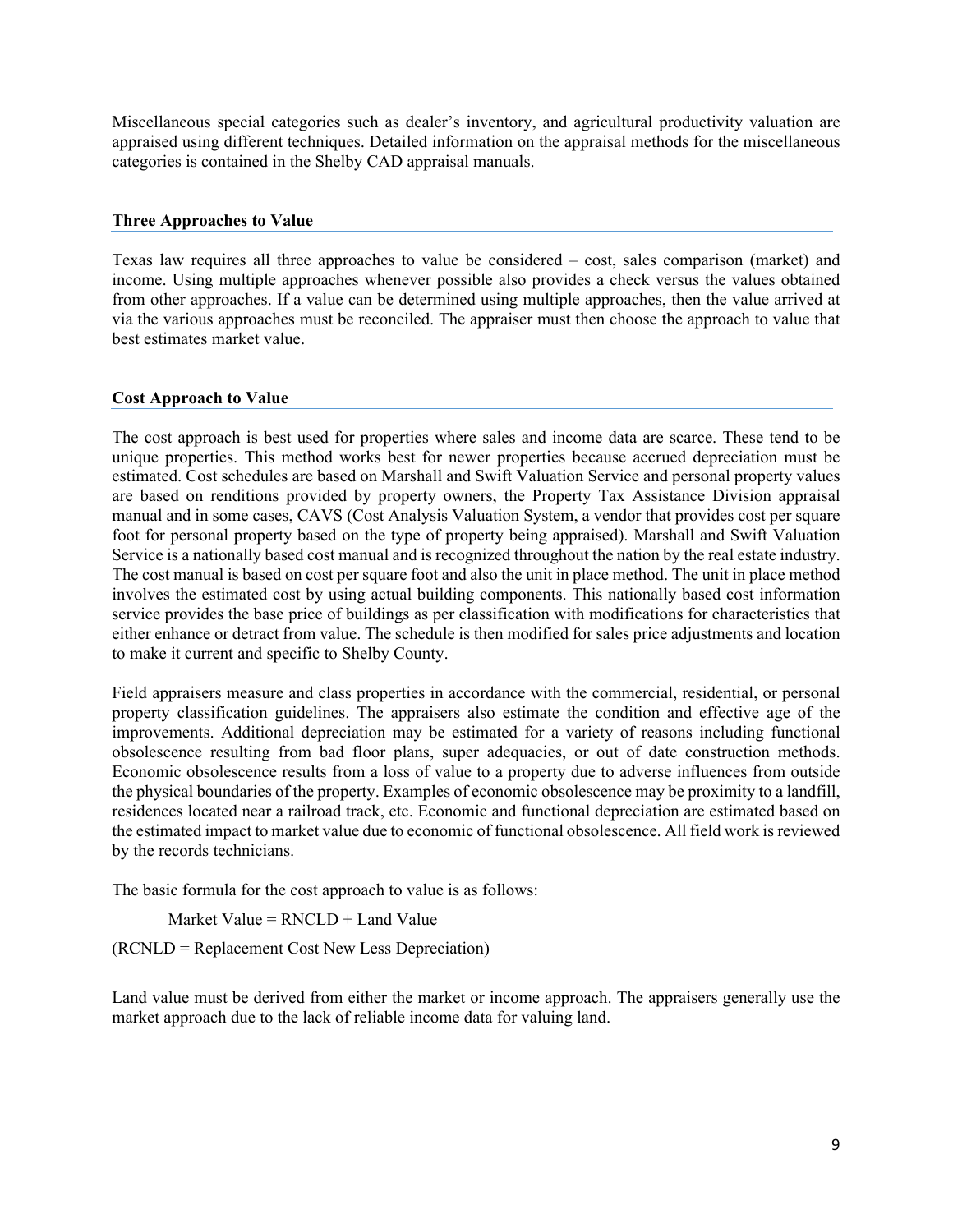Miscellaneous special categories such as dealer's inventory, and agricultural productivity valuation are appraised using different techniques. Detailed information on the appraisal methods for the miscellaneous categories is contained in the Shelby CAD appraisal manuals.

**Three Approaches to Value**

Texas law requires all three approaches to value be considered – cost, sales comparison (market) and income. Using multiple approaches whenever possible also provides a check versus the values obtained from other approaches. If a value can be determined using multiple approaches, then the value arrived at via the various approaches must be reconciled. The appraiser must then choose the approach to value that best estimates market value.

**Cost Approach to Value**

The cost approach is best used for properties where sales and income data are scarce. These tend to be unique properties. This method works best for newer properties because accrued depreciation must be estimated. Cost schedules are based on Marshall and Swift Valuation Service and personal property values are based on renditions provided by property owners, the Property Tax Assistance Division appraisal manual and in some cases, CAVS (Cost Analysis Valuation System, a vendor that provides cost per square foot for personal property based on the type of property being appraised). Marshall and Swift Valuation Service is a nationally based cost manual and is recognized throughout the nation by the real estate industry. The cost manual is based on cost per square foot and also the unit in place method. The unit in place method involves the estimated cost by using actual building components. This nationally based cost information service provides the base price of buildings as per classification with modifications for characteristics that either enhance or detract from value. The schedule is then modified for sales price adjustments and location to make it current and specific to Shelby County.

Field appraisers measure and class properties in accordance with the commercial, residential, or personal property classification guidelines. The appraisers also estimate the condition and effective age of the improvements. Additional depreciation may be estimated for a variety of reasons including functional obsolescence resulting from bad floor plans, super adequacies, or out of date construction methods. Economic obsolescence results from a loss of value to a property due to adverse influences from outside the physical boundaries of the property. Examples of economic obsolescence may be proximity to a landfill, residences located near a railroad track, etc. Economic and functional depreciation are estimated based on the estimated impact to market value due to economic of functional obsolescence. All field work is reviewed by the records technicians.

The basic formula for the cost approach to value is as follows:

Market Value = RNCLD + Land Value

(RCNLD = Replacement Cost New Less Depreciation)

Land value must be derived from either the market or income approach. The appraisers generally use the market approach due to the lack of reliable income data for valuing land.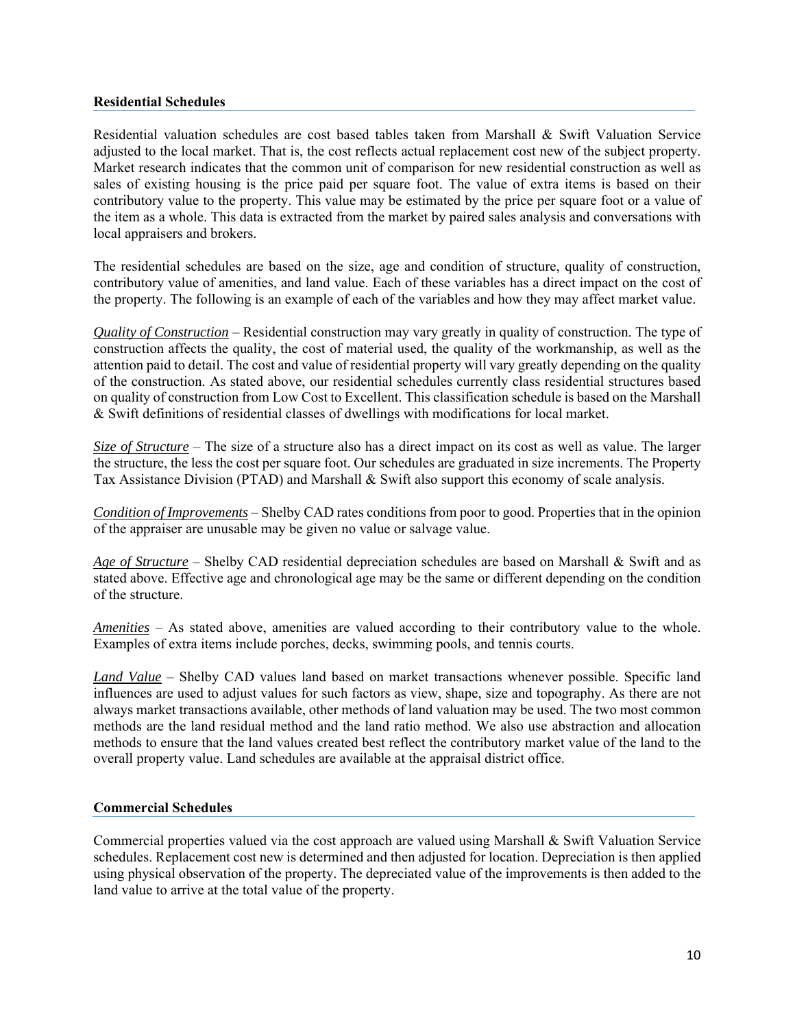### Residential Schedules

Residential valuation schedules are cost based tables taken from Marshall & Swift Valuation Service adjusted to the local market. That is, the cost reflects actual replacement cost new of the subject property. Market research indicates that the common unit of comparison for new residential construction as well as sales of existing housing is the price paid per square foot. The value of extra items is based on their contributory value to the property. This value may be estimated by the price per square foot or a value of the item as a whole. This data is extracted from the market by paired sales analysis and conversations with local appraisers and brokers.

The residential schedules are based on the size, age and condition of structure, quality of construction, contributory value of amenities, and land value. Each of these variables has a direct impact on the cost of the property. The following is an example of each of the variables and how they may affect market value.

*Quality of Construction* – Residential construction may vary greatly in quality of construction. The type of construction affects the quality, the cost of material used, the quality of the workmanship, as well as the attention paid to detail. The cost and value of residential property will vary greatly depending on the quality of the construction. As stated above, our residential schedules currently class residential structures based on quality of construction from Low Cost to Excellent. This classification schedule is based on the Marshall & Swift definitions of residential classes of dwellings with modifications for local market.

*Size of Structure* – The size of a structure also has a direct impact on its cost as well as value. The larger the structure, the less the cost per square foot. Our schedules are graduated in size increments. The Property Tax Assistance Division (PTAD) and Marshall & Swift also support this economy of scale analysis.

*Condition of Improvements* – Shelby CAD rates conditions from poor to good. Properties that in the opinion of the appraiser are unusable may be given no value or salvage value.

*Age of Structure* – Shelby CAD residential depreciation schedules are based on Marshall & Swift and as stated above. Effective age and chronological age may be the same or different depending on the condition of the structure.

*Amenities* – As stated above, amenities are valued according to their contributory value to the whole. Examples of extra items include porches, decks, swimming pools, and tennis courts.

*Land Value* – Shelby CAD values land based on market transactions whenever possible. Specific land influences are used to adjust values for such factors as view, shape, size and topography. As there are not always market transactions available, other methods of land valuation may be used. The two most common methods are the land residual method and the land ratio method. We also use abstraction and allocation methods to ensure that the land values created best reflect the contributory market value of the land to the overall property value. Land schedules are available at the appraisal district office.

### Commercial Schedules

Commercial properties valued via the cost approach are valued using Marshall & Swift Valuation Service schedules. Replacement cost new is determined and then adjusted for location. Depreciation is then applied using physical observation of the property. The depreciated value of the improvements is then added to the land value to arrive at the total value of the property.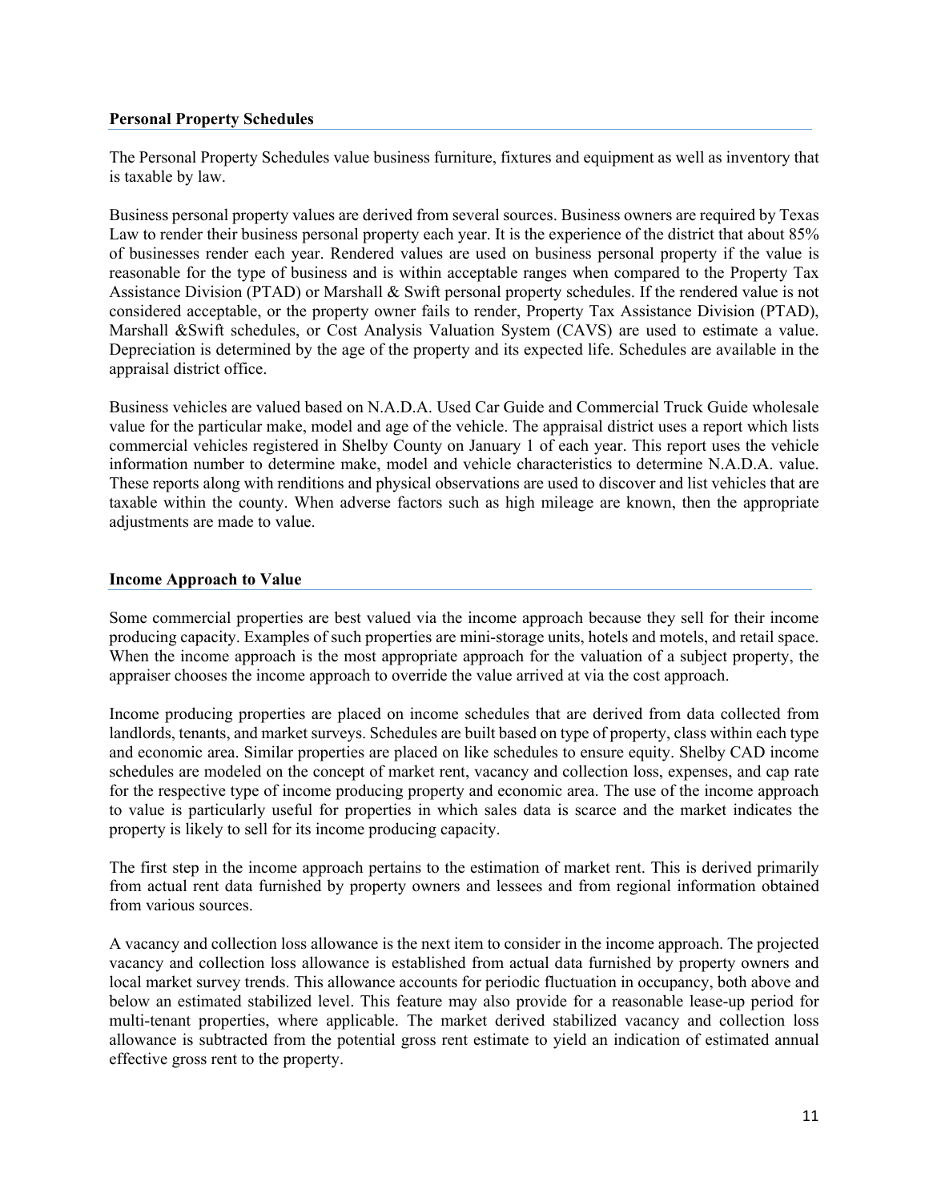**Personal Property Schedules**

The Personal Property Schedules value business furniture, fixtures and equipment as well as inventory that is taxable by law.

Business personal property values are derived from several sources. Business owners are required by Texas Law to render their business personal property each year. It is the experience of the district that about 85% of businesses render each year. Rendered values are used on business personal property if the value is reasonable for the type of business and is within acceptable ranges when compared to the Property Tax Assistance Division (PTAD) or Marshall & Swift personal property schedules. If the rendered value is not considered acceptable, or the property owner fails to render, Property Tax Assistance Division (PTAD), Marshall &Swift schedules, or Cost Analysis Valuation System (CAVS) are used to estimate a value. Depreciation is determined by the age of the property and its expected life. Schedules are available in the appraisal district office.

Business vehicles are valued based on N.A.D.A. Used Car Guide and Commercial Truck Guide wholesale value for the particular make, model and age of the vehicle. The appraisal district uses a report which lists commercial vehicles registered in Shelby County on January 1 of each year. This report uses the vehicle information number to determine make, model and vehicle characteristics to determine N.A.D.A. value. These reports along with renditions and physical observations are used to discover and list vehicles that are taxable within the county. When adverse factors such as high mileage are known, then the appropriate adjustments are made to value.

**Income Approach to Value**

Some commercial properties are best valued via the income approach because they sell for their income producing capacity. Examples of such properties are mini-storage units, hotels and motels, and retail space. When the income approach is the most appropriate approach for the valuation of a subject property, the appraiser chooses the income approach to override the value arrived at via the cost approach.

Income producing properties are placed on income schedules that are derived from data collected from landlords, tenants, and market surveys. Schedules are built based on type of property, class within each type and economic area. Similar properties are placed on like schedules to ensure equity. Shelby CAD income schedules are modeled on the concept of market rent, vacancy and collection loss, expenses, and cap rate for the respective type of income producing property and economic area. The use of the income approach to value is particularly useful for properties in which sales data is scarce and the market indicates the property is likely to sell for its income producing capacity.

The first step in the income approach pertains to the estimation of market rent. This is derived primarily from actual rent data furnished by property owners and lessees and from regional information obtained from various sources.

A vacancy and collection loss allowance is the next item to consider in the income approach. The projected vacancy and collection loss allowance is established from actual data furnished by property owners and local market survey trends. This allowance accounts for periodic fluctuation in occupancy, both above and below an estimated stabilized level. This feature may also provide for a reasonable lease-up period for multi-tenant properties, where applicable. The market derived stabilized vacancy and collection loss allowance is subtracted from the potential gross rent estimate to yield an indication of estimated annual effective gross rent to the property.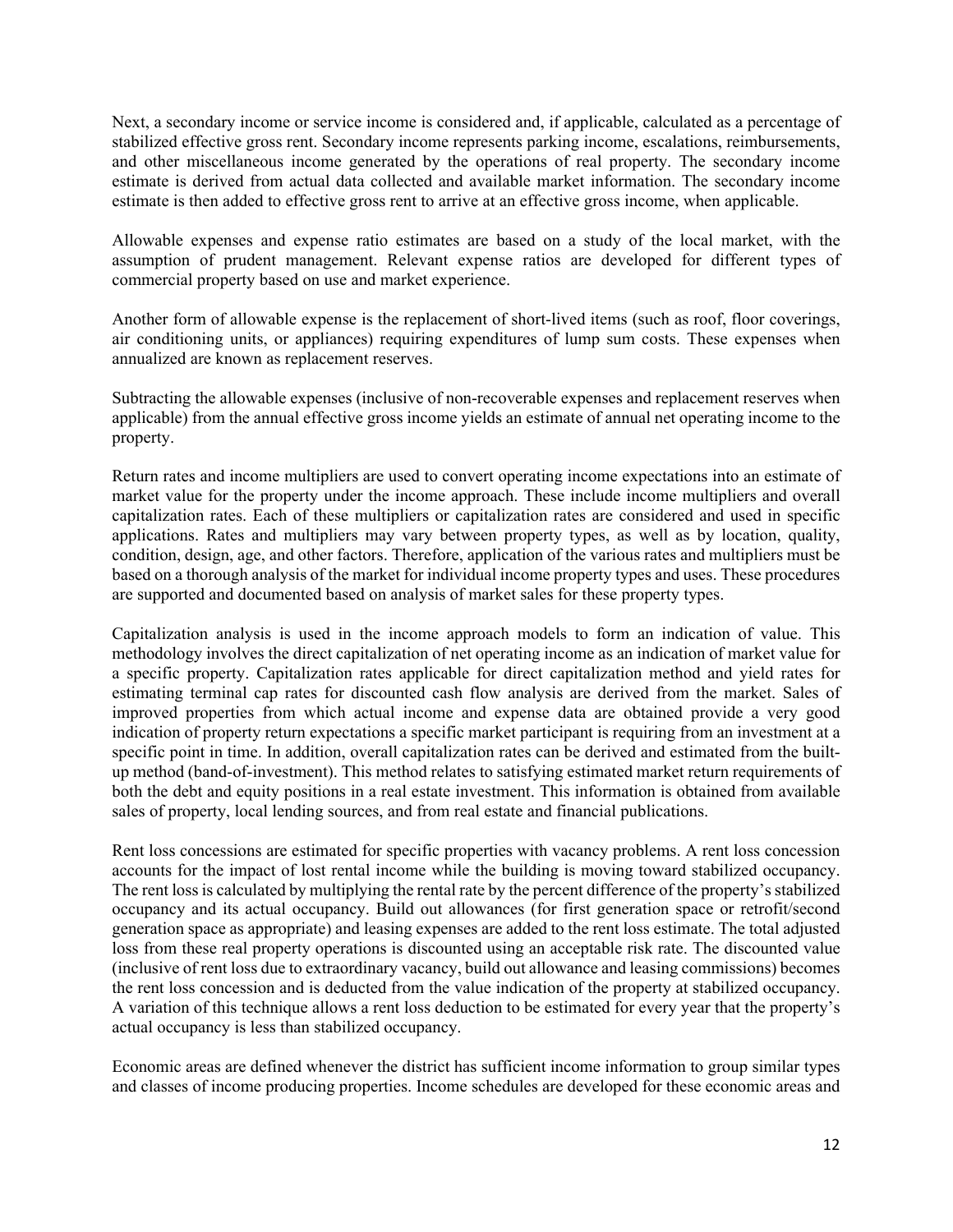Next, a secondary income or service income is considered and, if applicable, calculated as a percentage of stabilized effective gross rent. Secondary income represents parking income, escalations, reimbursements, and other miscellaneous income generated by the operations of real property. The secondary income estimate is derived from actual data collected and available market information. The secondary income estimate is then added to effective gross rent to arrive at an effective gross income, when applicable.

Allowable expenses and expense ratio estimates are based on a study of the local market, with the assumption of prudent management. Relevant expense ratios are developed for different types of commercial property based on use and market experience.

Another form of allowable expense is the replacement of short-lived items (such as roof, floor coverings, air conditioning units, or appliances) requiring expenditures of lump sum costs. These expenses when annualized are known as replacement reserves.

Subtracting the allowable expenses (inclusive of non-recoverable expenses and replacement reserves when applicable) from the annual effective gross income yields an estimate of annual net operating income to the property.

Return rates and income multipliers are used to convert operating income expectations into an estimate of market value for the property under the income approach. These include income multipliers and overall capitalization rates. Each of these multipliers or capitalization rates are considered and used in specific applications. Rates and multipliers may vary between property types, as well as by location, quality, condition, design, age, and other factors. Therefore, application of the various rates and multipliers must be based on a thorough analysis of the market for individual income property types and uses. These procedures are supported and documented based on analysis of market sales for these property types.

Capitalization analysis is used in the income approach models to form an indication of value. This methodology involves the direct capitalization of net operating income as an indication of market value for a specific property. Capitalization rates applicable for direct capitalization method and yield rates for estimating terminal cap rates for discounted cash flow analysis are derived from the market. Sales of improved properties from which actual income and expense data are obtained provide a very good indication of property return expectations a specific market participant is requiring from an investment at a specific point in time. In addition, overall capitalization rates can be derived and estimated from the built-up method (band-of-investment). This method relates to satisfying estimated market return requirements of both the debt and equity positions in a real estate investment. This information is obtained from available sales of property, local lending sources, and from real estate and financial publications.

Rent loss concessions are estimated for specific properties with vacancy problems. A rent loss concession accounts for the impact of lost rental income while the building is moving toward stabilized occupancy. The rent loss is calculated by multiplying the rental rate by the percent difference of the property's stabilized occupancy and its actual occupancy. Build out allowances (for first generation space or retrofit/second generation space as appropriate) and leasing expenses are added to the rent loss estimate. The total adjusted loss from these real property operations is discounted using an acceptable risk rate. The discounted value (inclusive of rent loss due to extraordinary vacancy, build out allowance and leasing commissions) becomes the rent loss concession and is deducted from the value indication of the property at stabilized occupancy. A variation of this technique allows a rent loss deduction to be estimated for every year that the property's actual occupancy is less than stabilized occupancy.

Economic areas are defined whenever the district has sufficient income information to group similar types and classes of income producing properties. Income schedules are developed for these economic areas and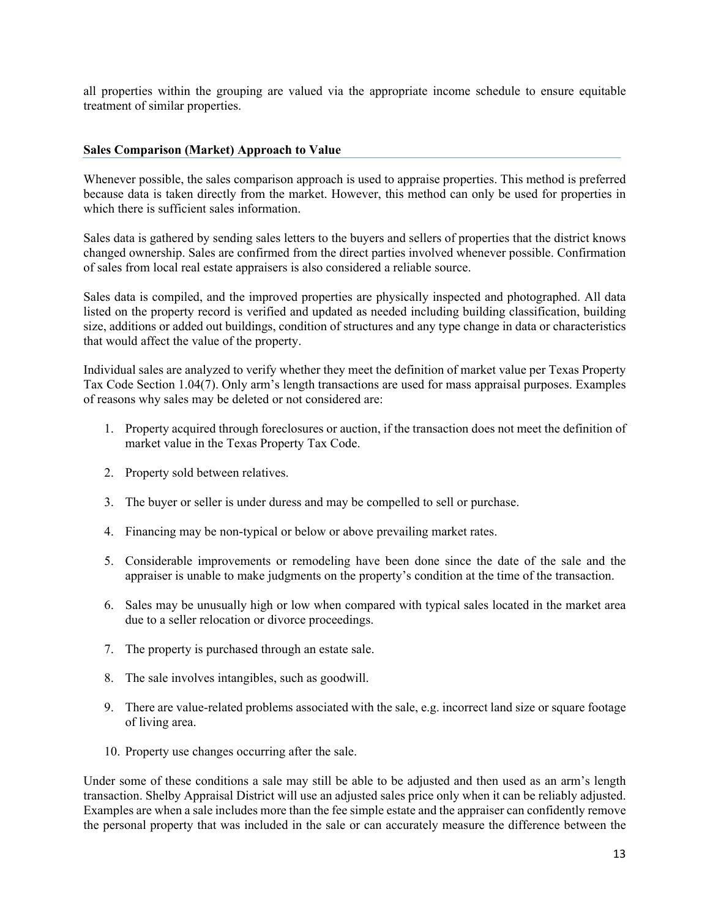all properties within the grouping are valued via the appropriate income schedule to ensure equitable treatment of similar properties.

**Sales Comparison (Market) Approach to Value**

Whenever possible, the sales comparison approach is used to appraise properties. This method is preferred because data is taken directly from the market. However, this method can only be used for properties in which there is sufficient sales information.

Sales data is gathered by sending sales letters to the buyers and sellers of properties that the district knows changed ownership. Sales are confirmed from the direct parties involved whenever possible. Confirmation of sales from local real estate appraisers is also considered a reliable source.

Sales data is compiled, and the improved properties are physically inspected and photographed. All data listed on the property record is verified and updated as needed including building classification, building size, additions or added out buildings, condition of structures and any type change in data or characteristics that would affect the value of the property.

Individual sales are analyzed to verify whether they meet the definition of market value per Texas Property Tax Code Section 1.04(7). Only arm's length transactions are used for mass appraisal purposes. Examples of reasons why sales may be deleted or not considered are:

1. Property acquired through foreclosures or auction, if the transaction does not meet the definition of market value in the Texas Property Tax Code.
2. Property sold between relatives.
3. The buyer or seller is under duress and may be compelled to sell or purchase.
4. Financing may be non-typical or below or above prevailing market rates.
5. Considerable improvements or remodeling have been done since the date of the sale and the appraiser is unable to make judgments on the property's condition at the time of the transaction.
6. Sales may be unusually high or low when compared with typical sales located in the market area due to a seller relocation or divorce proceedings.
7. The property is purchased through an estate sale.
8. The sale involves intangibles, such as goodwill.
9. There are value-related problems associated with the sale, e.g. incorrect land size or square footage of living area.
10. Property use changes occurring after the sale.

Under some of these conditions a sale may still be able to be adjusted and then used as an arm's length transaction. Shelby Appraisal District will use an adjusted sales price only when it can be reliably adjusted. Examples are when a sale includes more than the fee simple estate and the appraiser can confidently remove the personal property that was included in the sale or can accurately measure the difference between the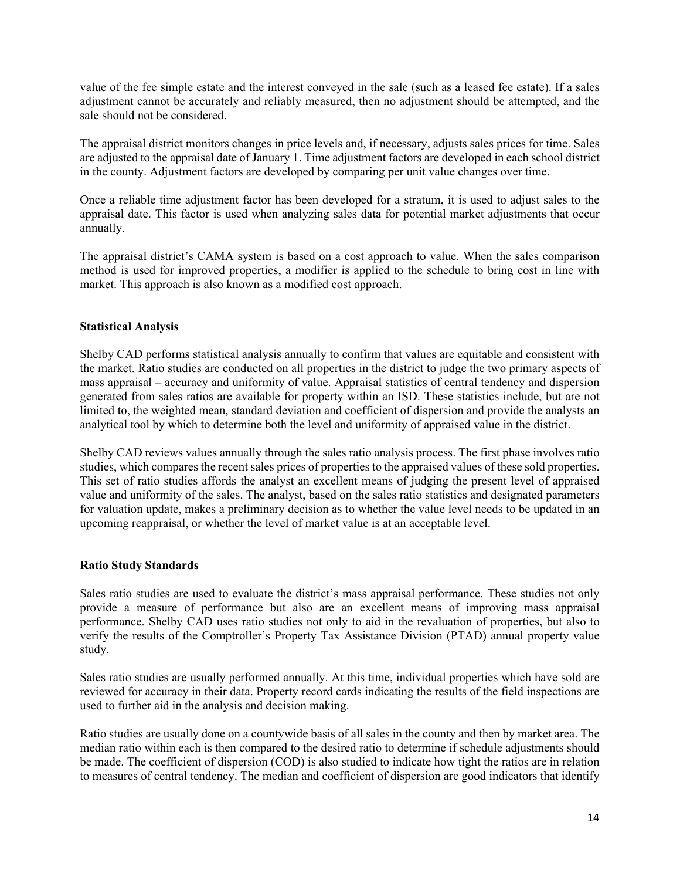value of the fee simple estate and the interest conveyed in the sale (such as a leased fee estate). If a sales adjustment cannot be accurately and reliably measured, then no adjustment should be attempted, and the sale should not be considered.

The appraisal district monitors changes in price levels and, if necessary, adjusts sales prices for time. Sales are adjusted to the appraisal date of January 1. Time adjustment factors are developed in each school district in the county. Adjustment factors are developed by comparing per unit value changes over time.

Once a reliable time adjustment factor has been developed for a stratum, it is used to adjust sales to the appraisal date. This factor is used when analyzing sales data for potential market adjustments that occur annually.

The appraisal district's CAMA system is based on a cost approach to value. When the sales comparison method is used for improved properties, a modifier is applied to the schedule to bring cost in line with market. This approach is also known as a modified cost approach.

## Statistical Analysis

Shelby CAD performs statistical analysis annually to confirm that values are equitable and consistent with the market. Ratio studies are conducted on all properties in the district to judge the two primary aspects of mass appraisal – accuracy and uniformity of value. Appraisal statistics of central tendency and dispersion generated from sales ratios are available for property within an ISD. These statistics include, but are not limited to, the weighted mean, standard deviation and coefficient of dispersion and provide the analysts an analytical tool by which to determine both the level and uniformity of appraised value in the district.

Shelby CAD reviews values annually through the sales ratio analysis process. The first phase involves ratio studies, which compares the recent sales prices of properties to the appraised values of these sold properties. This set of ratio studies affords the analyst an excellent means of judging the present level of appraised value and uniformity of the sales. The analyst, based on the sales ratio statistics and designated parameters for valuation update, makes a preliminary decision as to whether the value level needs to be updated in an upcoming reappraisal, or whether the level of market value is at an acceptable level.

## Ratio Study Standards

Sales ratio studies are used to evaluate the district's mass appraisal performance. These studies not only provide a measure of performance but also are an excellent means of improving mass appraisal performance. Shelby CAD uses ratio studies not only to aid in the revaluation of properties, but also to verify the results of the Comptroller's Property Tax Assistance Division (PTAD) annual property value study.

Sales ratio studies are usually performed annually. At this time, individual properties which have sold are reviewed for accuracy in their data. Property record cards indicating the results of the field inspections are used to further aid in the analysis and decision making.

Ratio studies are usually done on a countywide basis of all sales in the county and then by market area. The median ratio within each is then compared to the desired ratio to determine if schedule adjustments should be made. The coefficient of dispersion (COD) is also studied to indicate how tight the ratios are in relation to measures of central tendency. The median and coefficient of dispersion are good indicators that identify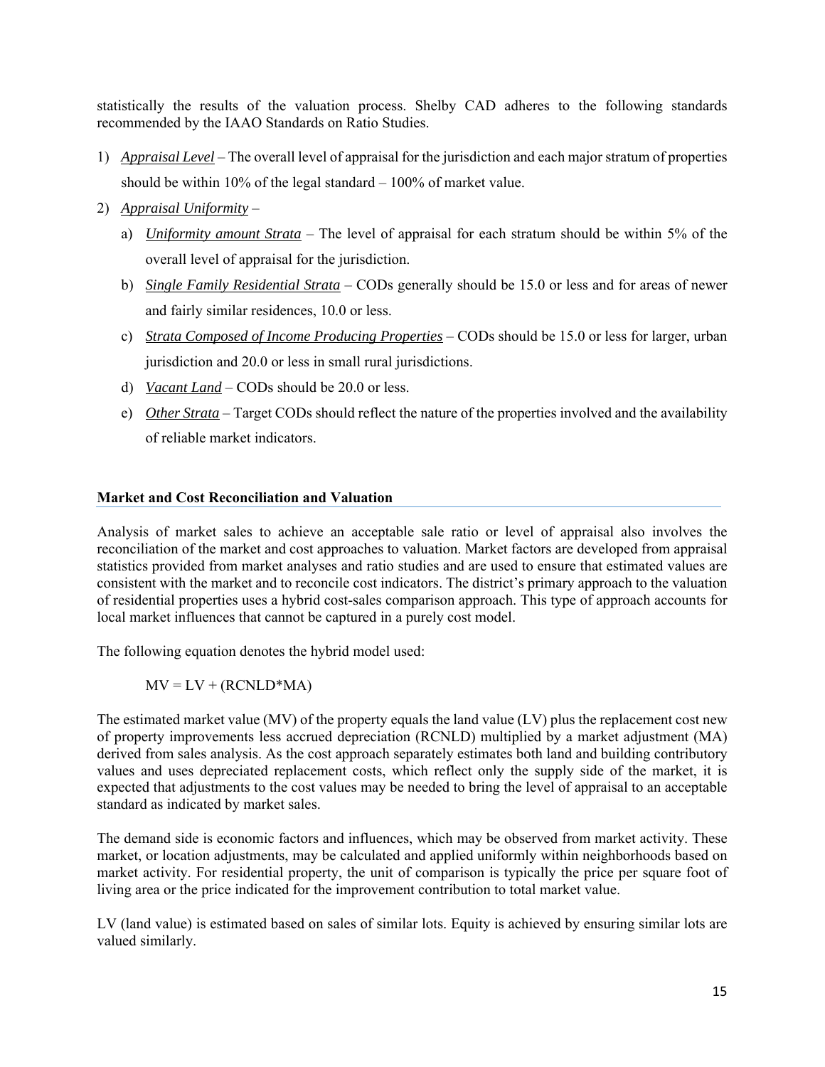statistically the results of the valuation process. Shelby CAD adheres to the following standards recommended by the IAAO Standards on Ratio Studies.

1) *Appraisal Level* – The overall level of appraisal for the jurisdiction and each major stratum of properties should be within 10% of the legal standard – 100% of market value.
2) *Appraisal Uniformity* –
   a) *Uniformity amount Strata* – The level of appraisal for each stratum should be within 5% of the overall level of appraisal for the jurisdiction.
   b) *Single Family Residential Strata* – CODs generally should be 15.0 or less and for areas of newer and fairly similar residences, 10.0 or less.
   c) *Strata Composed of Income Producing Properties* – CODs should be 15.0 or less for larger, urban jurisdiction and 20.0 or less in small rural jurisdictions.
   d) *Vacant Land* – CODs should be 20.0 or less.
   e) *Other Strata* – Target CODs should reflect the nature of the properties involved and the availability of reliable market indicators.

## Market and Cost Reconciliation and Valuation

Analysis of market sales to achieve an acceptable sale ratio or level of appraisal also involves the reconciliation of the market and cost approaches to valuation. Market factors are developed from appraisal statistics provided from market analyses and ratio studies and are used to ensure that estimated values are consistent with the market and to reconcile cost indicators. The district's primary approach to the valuation of residential properties uses a hybrid cost-sales comparison approach. This type of approach accounts for local market influences that cannot be captured in a purely cost model.

The following equation denotes the hybrid model used:

$$MV = LV + (RCNLD*MA)$$

The estimated market value (MV) of the property equals the land value (LV) plus the replacement cost new of property improvements less accrued depreciation (RCNLD) multiplied by a market adjustment (MA) derived from sales analysis. As the cost approach separately estimates both land and building contributory values and uses depreciated replacement costs, which reflect only the supply side of the market, it is expected that adjustments to the cost values may be needed to bring the level of appraisal to an acceptable standard as indicated by market sales.

The demand side is economic factors and influences, which may be observed from market activity. These market, or location adjustments, may be calculated and applied uniformly within neighborhoods based on market activity. For residential property, the unit of comparison is typically the price per square foot of living area or the price indicated for the improvement contribution to total market value.

LV (land value) is estimated based on sales of similar lots. Equity is achieved by ensuring similar lots are valued similarly.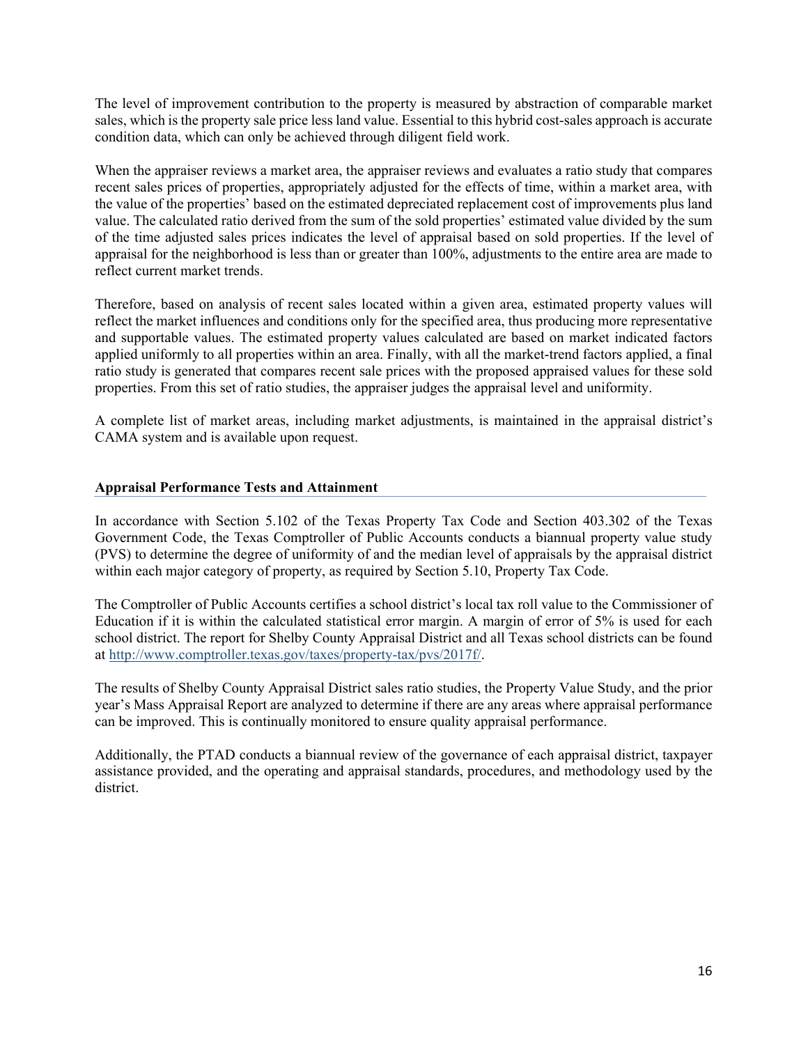The level of improvement contribution to the property is measured by abstraction of comparable market sales, which is the property sale price less land value. Essential to this hybrid cost-sales approach is accurate condition data, which can only be achieved through diligent field work.

When the appraiser reviews a market area, the appraiser reviews and evaluates a ratio study that compares recent sales prices of properties, appropriately adjusted for the effects of time, within a market area, with the value of the properties' based on the estimated depreciated replacement cost of improvements plus land value. The calculated ratio derived from the sum of the sold properties' estimated value divided by the sum of the time adjusted sales prices indicates the level of appraisal based on sold properties. If the level of appraisal for the neighborhood is less than or greater than 100%, adjustments to the entire area are made to reflect current market trends.

Therefore, based on analysis of recent sales located within a given area, estimated property values will reflect the market influences and conditions only for the specified area, thus producing more representative and supportable values. The estimated property values calculated are based on market indicated factors applied uniformly to all properties within an area. Finally, with all the market-trend factors applied, a final ratio study is generated that compares recent sale prices with the proposed appraised values for these sold properties. From this set of ratio studies, the appraiser judges the appraisal level and uniformity.

A complete list of market areas, including market adjustments, is maintained in the appraisal district's CAMA system and is available upon request.

## Appraisal Performance Tests and Attainment

In accordance with Section 5.102 of the Texas Property Tax Code and Section 403.302 of the Texas Government Code, the Texas Comptroller of Public Accounts conducts a biannual property value study (PVS) to determine the degree of uniformity of and the median level of appraisals by the appraisal district within each major category of property, as required by Section 5.10, Property Tax Code.

The Comptroller of Public Accounts certifies a school district's local tax roll value to the Commissioner of Education if it is within the calculated statistical error margin. A margin of error of 5% is used for each school district. The report for Shelby County Appraisal District and all Texas school districts can be found at http://www.comptroller.texas.gov/taxes/property-tax/pvs/2017f/.

The results of Shelby County Appraisal District sales ratio studies, the Property Value Study, and the prior year's Mass Appraisal Report are analyzed to determine if there are any areas where appraisal performance can be improved. This is continually monitored to ensure quality appraisal performance.

Additionally, the PTAD conducts a biannual review of the governance of each appraisal district, taxpayer assistance provided, and the operating and appraisal standards, procedures, and methodology used by the district.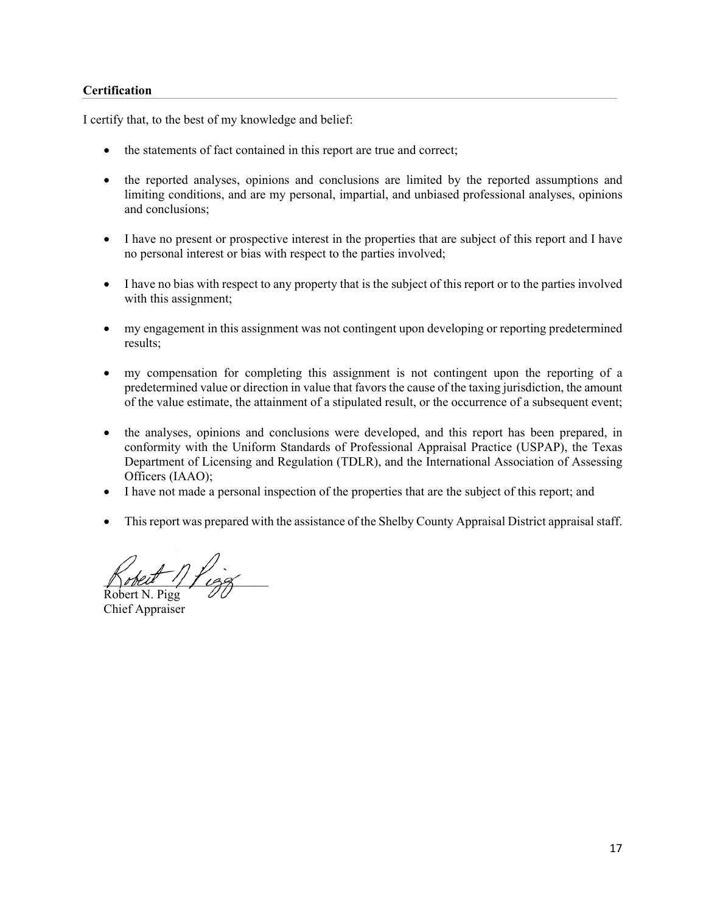**Certification**

I certify that, to the best of my knowledge and belief:

- the statements of fact contained in this report are true and correct;

- the reported analyses, opinions and conclusions are limited by the reported assumptions and limiting conditions, and are my personal, impartial, and unbiased professional analyses, opinions and conclusions;

- I have no present or prospective interest in the properties that are subject of this report and I have no personal interest or bias with respect to the parties involved;

- I have no bias with respect to any property that is the subject of this report or to the parties involved with this assignment;

- my engagement in this assignment was not contingent upon developing or reporting predetermined results;

- my compensation for completing this assignment is not contingent upon the reporting of a predetermined value or direction in value that favors the cause of the taxing jurisdiction, the amount of the value estimate, the attainment of a stipulated result, or the occurrence of a subsequent event;

- the analyses, opinions and conclusions were developed, and this report has been prepared, in conformity with the Uniform Standards of Professional Appraisal Practice (USPAP), the Texas Department of Licensing and Regulation (TDLR), and the International Association of Assessing Officers (IAAO);
- I have not made a personal inspection of the properties that are the subject of this report; and

- This report was prepared with the assistance of the Shelby County Appraisal District appraisal staff.

Robert N. Pigg
Chief Appraiser